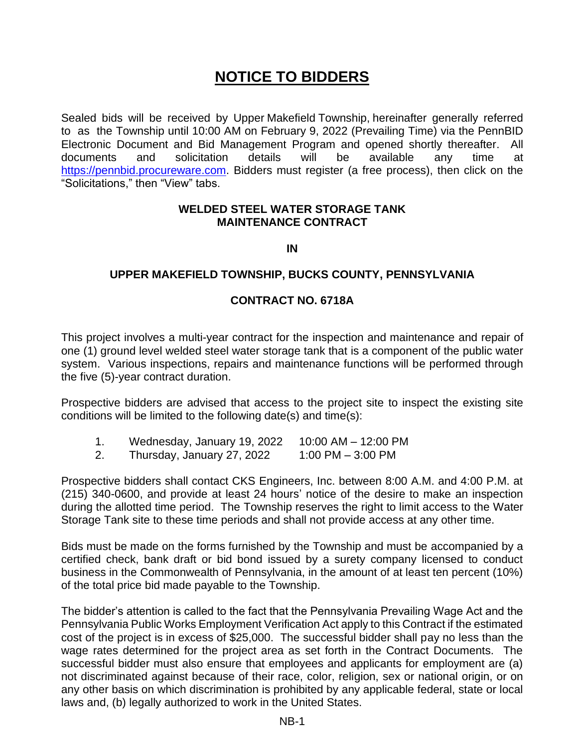# NOTICE TO BIDDERS

Sealed bids will be received by Upper Makefield Township, hereinafter generally referred to as the Township until 10:00 AM on February 9, 2022 (Prevailing Time) via the PennBID Electronic Document and Bid Management Program and opened shortly thereafter. All documents and solicitation details will be available any time at https://pennbid.procureware.com. Bidders must register (a free process), then click on the "Solicitations," then "View" tabs.

**WELDED STEEL WATER STORAGE TANK MAINTENANCE CONTRACT**

**IN**

**UPPER MAKEFIELD TOWNSHIP, BUCKS COUNTY, PENNSYLVANIA**

**CONTRACT NO. 6718A**

This project involves a multi-year contract for the inspection and maintenance and repair of one (1) ground level welded steel water storage tank that is a component of the public water system. Various inspections, repairs and maintenance functions will be performed through the five (5)-year contract duration.

Prospective bidders are advised that access to the project site to inspect the existing site conditions will be limited to the following date(s) and time(s):

1. Wednesday, January 19, 2022 10:00 AM – 12:00 PM
2. Thursday, January 27, 2022 1:00 PM – 3:00 PM

Prospective bidders shall contact CKS Engineers, Inc. between 8:00 A.M. and 4:00 P.M. at (215) 340-0600, and provide at least 24 hours' notice of the desire to make an inspection during the allotted time period. The Township reserves the right to limit access to the Water Storage Tank site to these time periods and shall not provide access at any other time.

Bids must be made on the forms furnished by the Township and must be accompanied by a certified check, bank draft or bid bond issued by a surety company licensed to conduct business in the Commonwealth of Pennsylvania, in the amount of at least ten percent (10%) of the total price bid made payable to the Township.

The bidder's attention is called to the fact that the Pennsylvania Prevailing Wage Act and the Pennsylvania Public Works Employment Verification Act apply to this Contract if the estimated cost of the project is in excess of $25,000. The successful bidder shall pay no less than the wage rates determined for the project area as set forth in the Contract Documents. The successful bidder must also ensure that employees and applicants for employment are (a) not discriminated against because of their race, color, religion, sex or national origin, or on any other basis on which discrimination is prohibited by any applicable federal, state or local laws and, (b) legally authorized to work in the United States.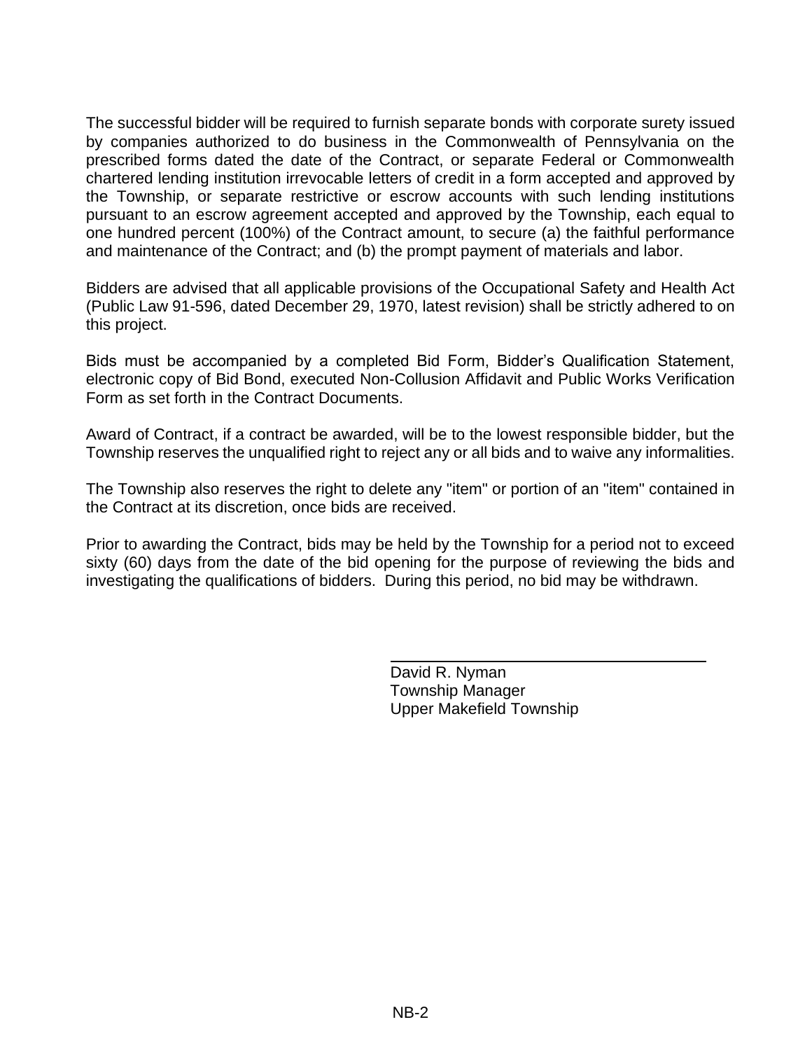The successful bidder will be required to furnish separate bonds with corporate surety issued by companies authorized to do business in the Commonwealth of Pennsylvania on the prescribed forms dated the date of the Contract, or separate Federal or Commonwealth chartered lending institution irrevocable letters of credit in a form accepted and approved by the Township, or separate restrictive or escrow accounts with such lending institutions pursuant to an escrow agreement accepted and approved by the Township, each equal to one hundred percent (100%) of the Contract amount, to secure (a) the faithful performance and maintenance of the Contract; and (b) the prompt payment of materials and labor.

Bidders are advised that all applicable provisions of the Occupational Safety and Health Act (Public Law 91-596, dated December 29, 1970, latest revision) shall be strictly adhered to on this project.

Bids must be accompanied by a completed Bid Form, Bidder's Qualification Statement, electronic copy of Bid Bond, executed Non-Collusion Affidavit and Public Works Verification Form as set forth in the Contract Documents.

Award of Contract, if a contract be awarded, will be to the lowest responsible bidder, but the Township reserves the unqualified right to reject any or all bids and to waive any informalities.

The Township also reserves the right to delete any "item" or portion of an "item" contained in the Contract at its discretion, once bids are received.

Prior to awarding the Contract, bids may be held by the Township for a period not to exceed sixty (60) days from the date of the bid opening for the purpose of reviewing the bids and investigating the qualifications of bidders. During this period, no bid may be withdrawn.

David R. Nyman
Township Manager
Upper Makefield Township